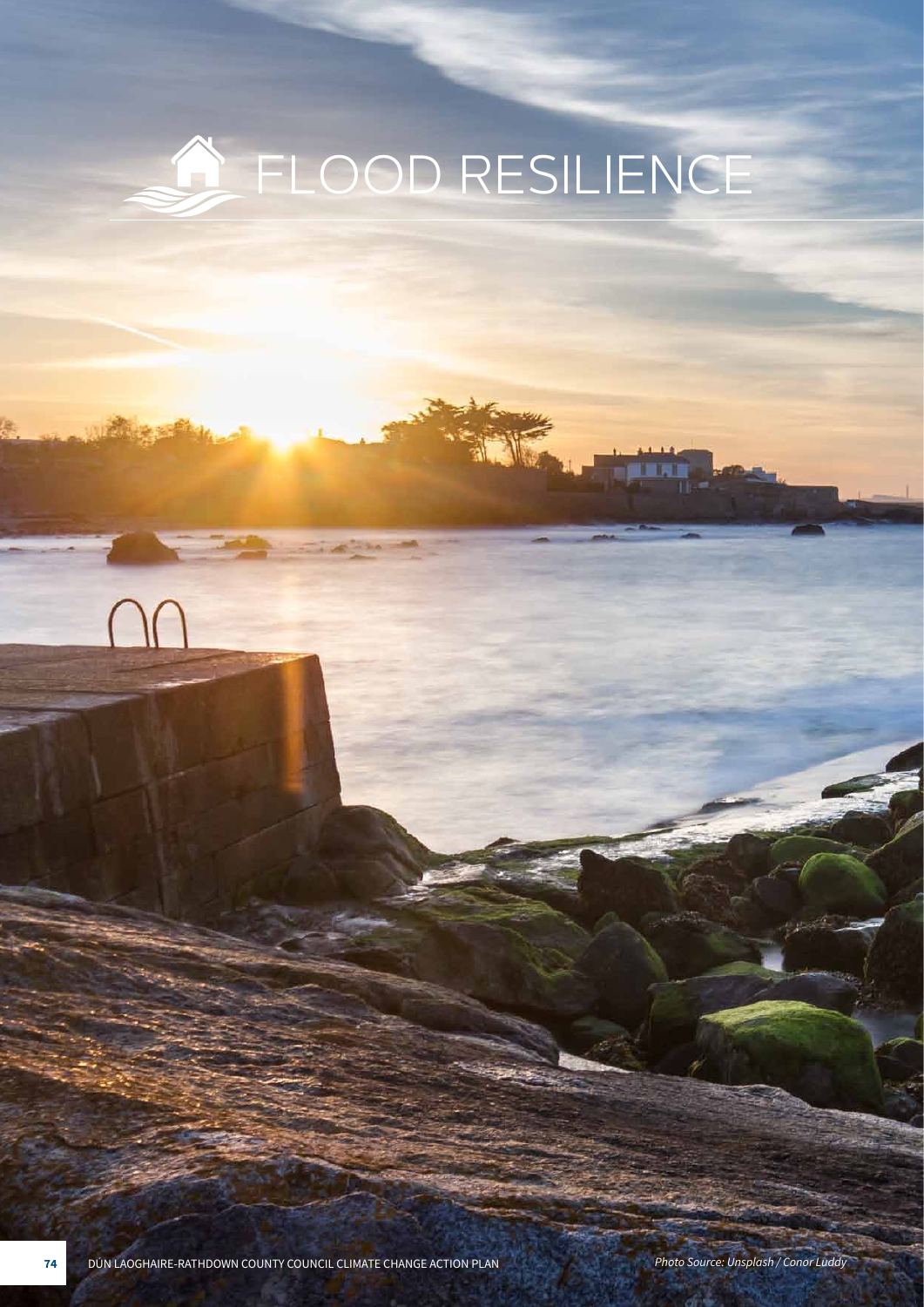# FLOOD RESILIENCE

*Photo Source: Unsplash / Conor Luddy*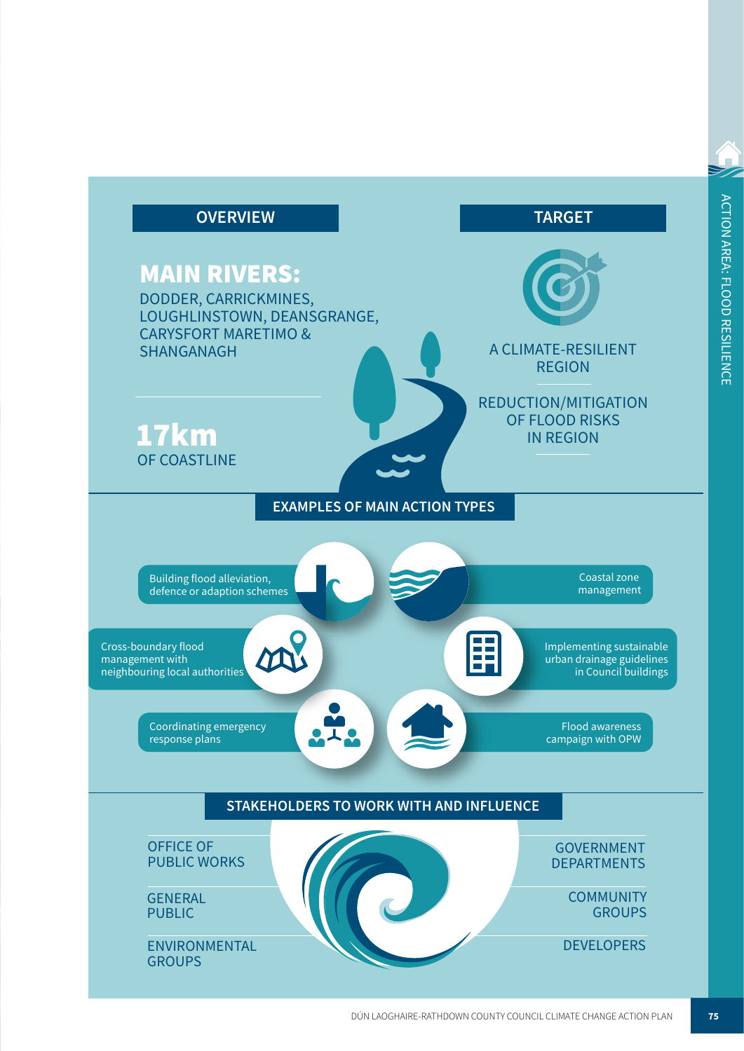## OVERVIEW

### MAIN RIVERS:

DODDER, CARRICKMINES, LOUGHLINSTOWN, DEANSGRANGE, CARYSFORT MARETIMO & SHANGANAGH

**17km**
OF COASTLINE

## TARGET

A CLIMATE-RESILIENT REGION

REDUCTION/MITIGATION OF FLOOD RISKS IN REGION

## EXAMPLES OF MAIN ACTION TYPES

- Building flood alleviation, defence or adaption schemes
- Coastal zone management
- Cross-boundary flood management with neighbouring local authorities
- Implementing sustainable urban drainage guidelines in Council buildings
- Coordinating emergency response plans
- Flood awareness campaign with OPW

## STAKEHOLDERS TO WORK WITH AND INFLUENCE

- OFFICE OF PUBLIC WORKS
- GOVERNMENT DEPARTMENTS
- GENERAL PUBLIC
- COMMUNITY GROUPS
- ENVIRONMENTAL GROUPS
- DEVELOPERS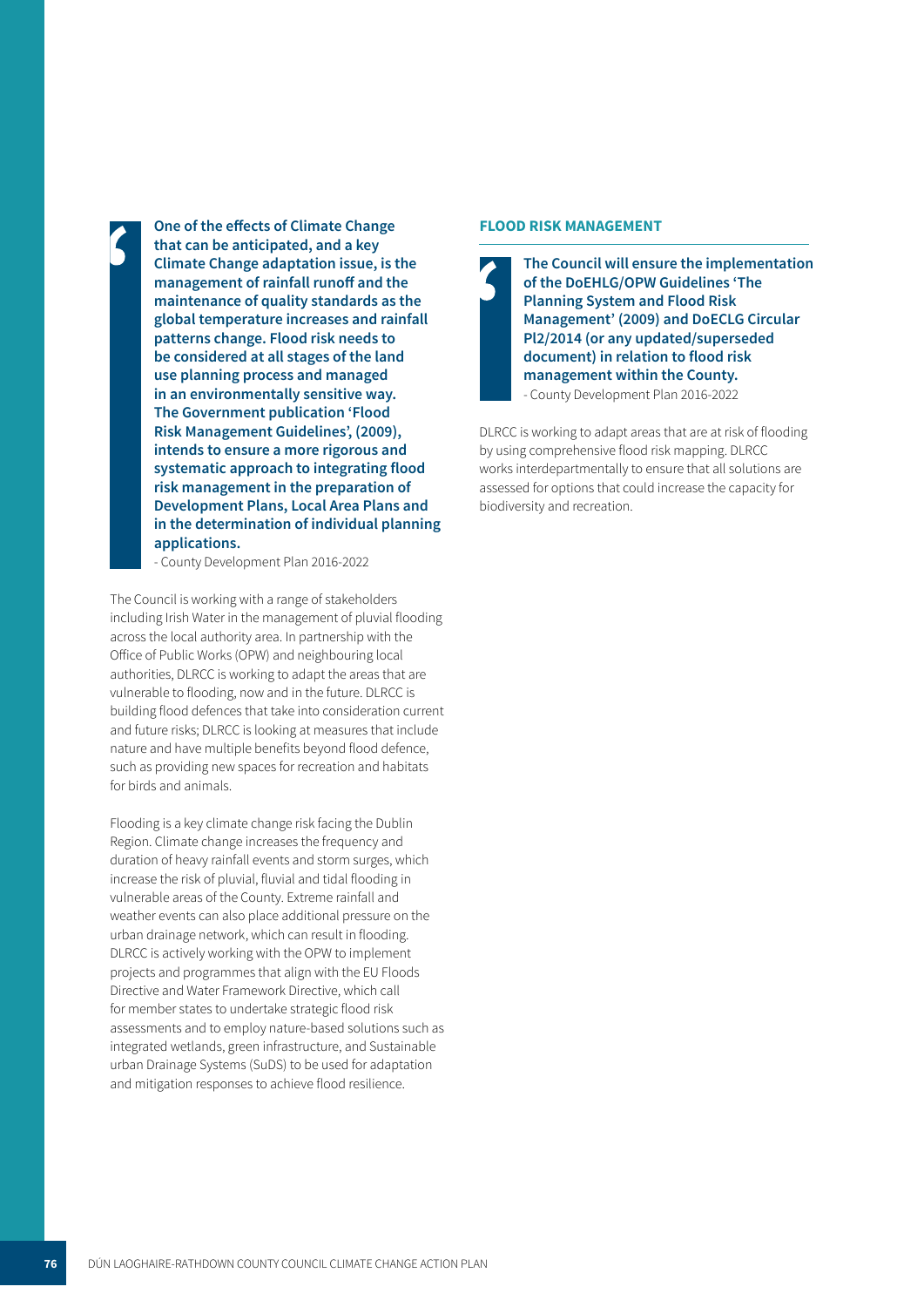> **One of the effects of Climate Change that can be anticipated, and a key Climate Change adaptation issue, is the management of rainfall runoff and the maintenance of quality standards as the global temperature increases and rainfall patterns change. Flood risk needs to be considered at all stages of the land use planning process and managed in an environmentally sensitive way. The Government publication 'Flood Risk Management Guidelines', (2009), intends to ensure a more rigorous and systematic approach to integrating flood risk management in the preparation of Development Plans, Local Area Plans and in the determination of individual planning applications.**
>
> \- County Development Plan 2016-2022

The Council is working with a range of stakeholders including Irish Water in the management of pluvial flooding across the local authority area. In partnership with the Office of Public Works (OPW) and neighbouring local authorities, DLRCC is working to adapt the areas that are vulnerable to flooding, now and in the future. DLRCC is building flood defences that take into consideration current and future risks; DLRCC is looking at measures that include nature and have multiple benefits beyond flood defence, such as providing new spaces for recreation and habitats for birds and animals.

Flooding is a key climate change risk facing the Dublin Region. Climate change increases the frequency and duration of heavy rainfall events and storm surges, which increase the risk of pluvial, fluvial and tidal flooding in vulnerable areas of the County. Extreme rainfall and weather events can also place additional pressure on the urban drainage network, which can result in flooding. DLRCC is actively working with the OPW to implement projects and programmes that align with the EU Floods Directive and Water Framework Directive, which call for member states to undertake strategic flood risk assessments and to employ nature-based solutions such as integrated wetlands, green infrastructure, and Sustainable urban Drainage Systems (SuDS) to be used for adaptation and mitigation responses to achieve flood resilience.

### FLOOD RISK MANAGEMENT

> **The Council will ensure the implementation of the DoEHLG/OPW Guidelines 'The Planning System and Flood Risk Management' (2009) and DoECLG Circular Pl2/2014 (or any updated/superseded document) in relation to flood risk management within the County.**
>
> \- County Development Plan 2016-2022

DLRCC is working to adapt areas that are at risk of flooding by using comprehensive flood risk mapping. DLRCC works interdepartmentally to ensure that all solutions are assessed for options that could increase the capacity for biodiversity and recreation.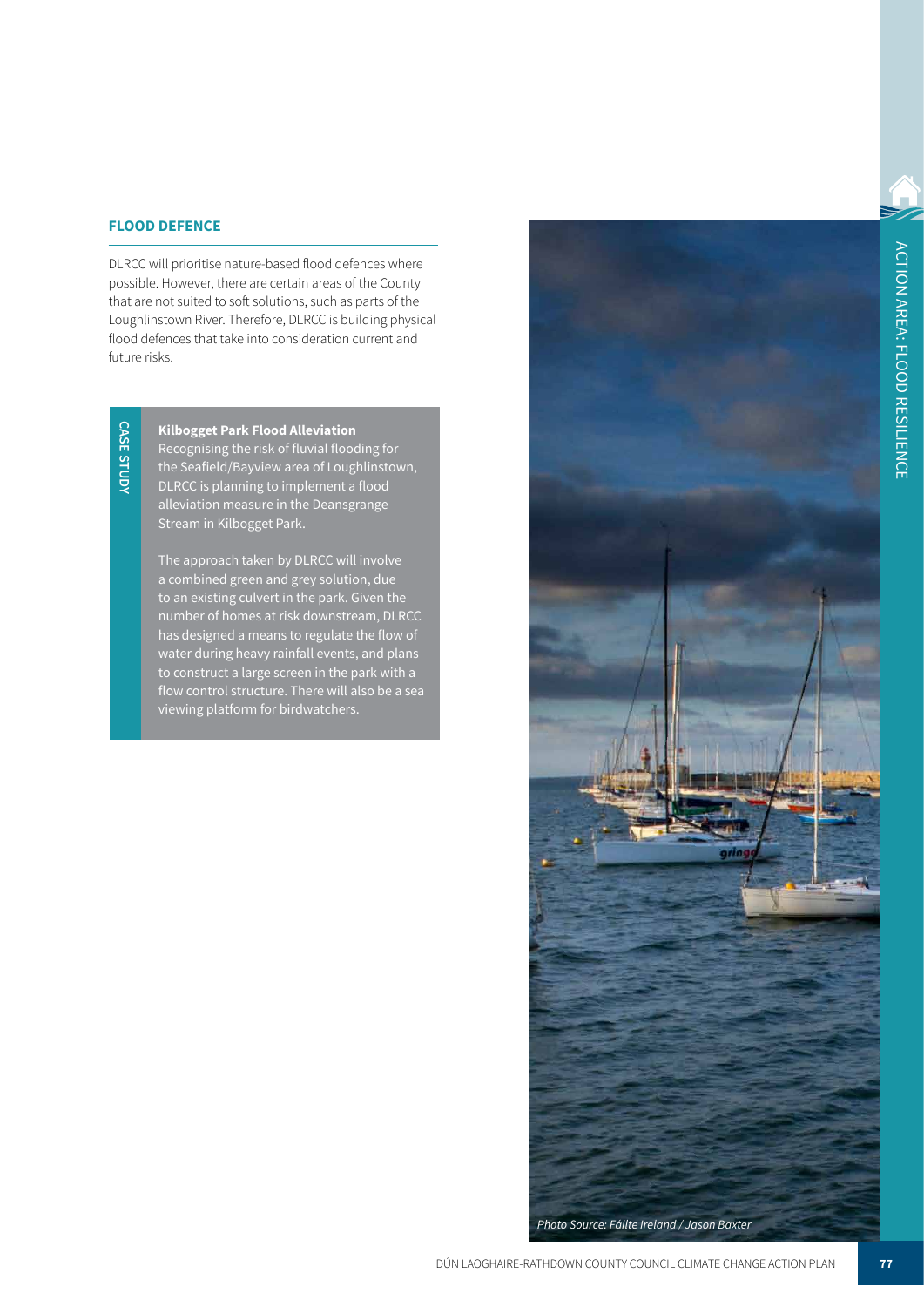## FLOOD DEFENCE

DLRCC will prioritise nature-based flood defences where possible. However, there are certain areas of the County that are not suited to soft solutions, such as parts of the Loughlinstown River. Therefore, DLRCC is building physical flood defences that take into consideration current and future risks.

**CASE STUDY**

**Kilbogget Park Flood Alleviation**

Recognising the risk of fluvial flooding for the Seafield/Bayview area of Loughlinstown, DLRCC is planning to implement a flood alleviation measure in the Deansgrange Stream in Kilbogget Park.

The approach taken by DLRCC will involve a combined green and grey solution, due to an existing culvert in the park. Given the number of homes at risk downstream, DLRCC has designed a means to regulate the flow of water during heavy rainfall events, and plans to construct a large screen in the park with a flow control structure. There will also be a sea viewing platform for birdwatchers.

*Photo Source: Fáilte Ireland / Jason Baxter*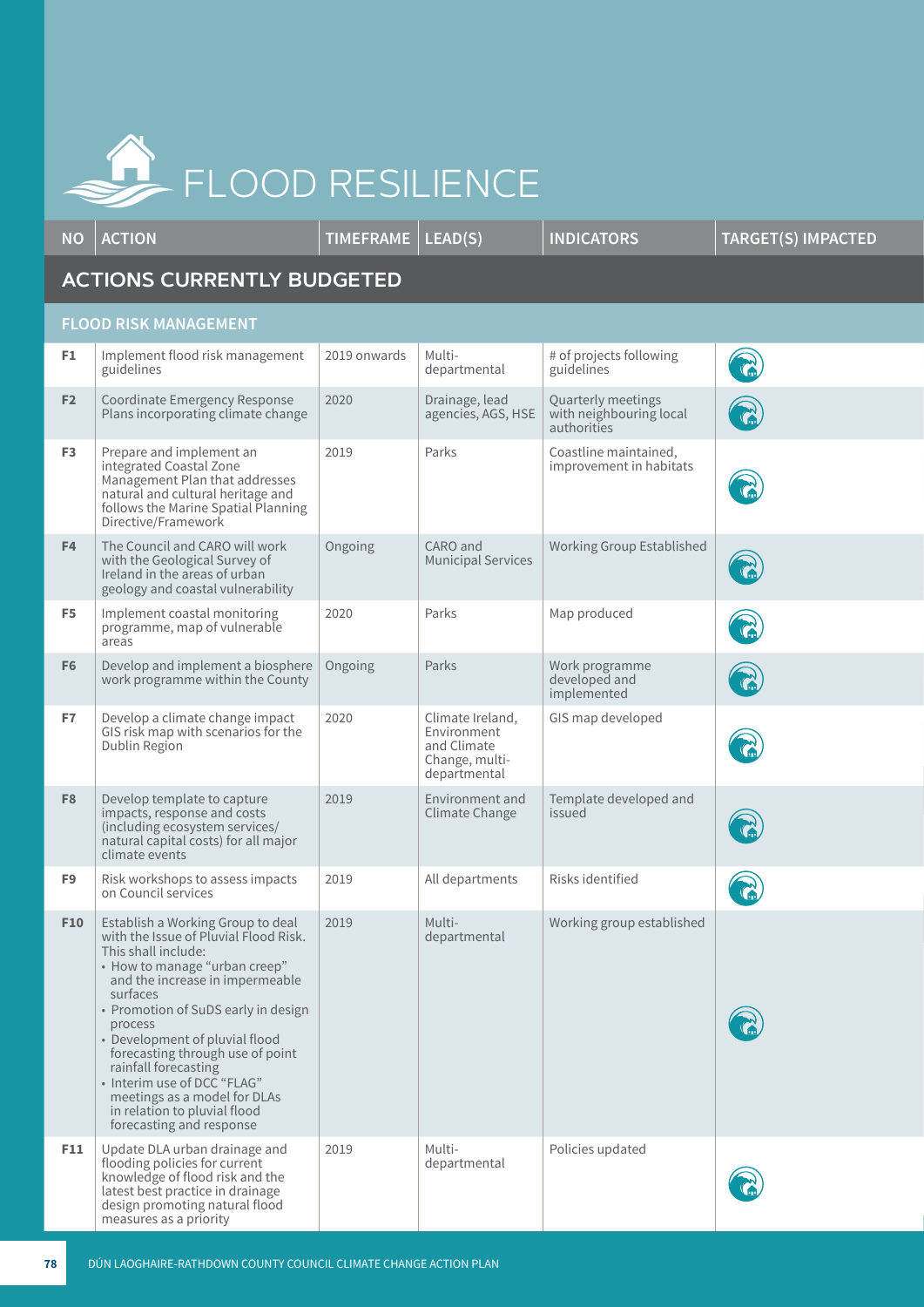# FLOOD RESILIENCE

| NO | ACTION | TIMEFRAME | LEAD(S) | INDICATORS | TARGET(S) IMPACTED |
|---|---|---|---|---|---|
| **ACTIONS CURRENTLY BUDGETED** | | | | | |
| **FLOOD RISK MANAGEMENT** | | | | | |
| F1 | Implement flood risk management guidelines | 2019 onwards | Multi-departmental | # of projects following guidelines | |
| F2 | Coordinate Emergency Response Plans incorporating climate change | 2020 | Drainage, lead agencies, AGS, HSE | Quarterly meetings with neighbouring local authorities | |
| F3 | Prepare and implement an integrated Coastal Zone Management Plan that addresses natural and cultural heritage and follows the Marine Spatial Planning Directive/Framework | 2019 | Parks | Coastline maintained, improvement in habitats | |
| F4 | The Council and CARO will work with the Geological Survey of Ireland in the areas of urban geology and coastal vulnerability | Ongoing | CARO and Municipal Services | Working Group Established | |
| F5 | Implement coastal monitoring programme, map of vulnerable areas | 2020 | Parks | Map produced | |
| F6 | Develop and implement a biosphere work programme within the County | Ongoing | Parks | Work programme developed and implemented | |
| F7 | Develop a climate change impact GIS risk map with scenarios for the Dublin Region | 2020 | Climate Ireland, Environment and Climate Change, multi-departmental | GIS map developed | |
| F8 | Develop template to capture impacts, response and costs (including ecosystem services/ natural capital costs) for all major climate events | 2019 | Environment and Climate Change | Template developed and issued | |
| F9 | Risk workshops to assess impacts on Council services | 2019 | All departments | Risks identified | |
| F10 | Establish a Working Group to deal with the Issue of Pluvial Flood Risk. This shall include:<br>• How to manage "urban creep" and the increase in impermeable surfaces<br>• Promotion of SuDS early in design process<br>• Development of pluvial flood forecasting through use of point rainfall forecasting<br>• Interim use of DCC "FLAG" meetings as a model for DLAs in relation to pluvial flood forecasting and response | 2019 | Multi-departmental | Working group established | |
| F11 | Update DLA urban drainage and flooding policies for current knowledge of flood risk and the latest best practice in drainage design promoting natural flood measures as a priority | 2019 | Multi-departmental | Policies updated | |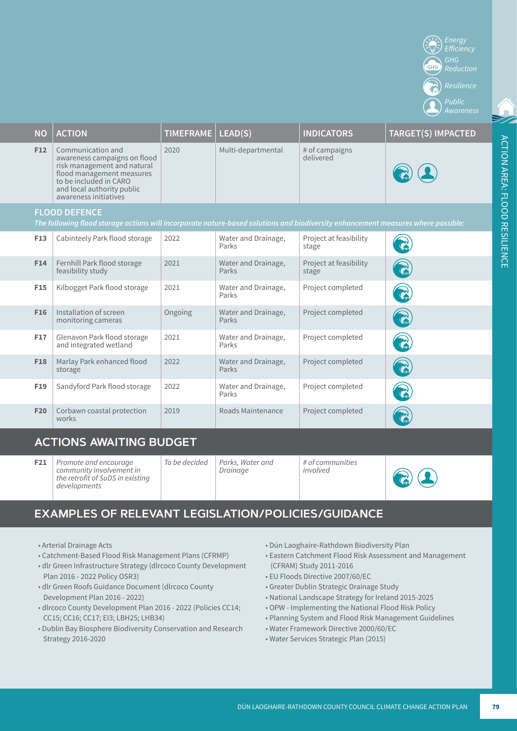Energy Efficiency
GHG Reduction
Resilience
Public Awareness

| NO | ACTION | TIMEFRAME | LEAD(S) | INDICATORS | TARGET(S) IMPACTED |
|---|---|---|---|---|---|
| F12 | Communication and awareness campaigns on flood risk management and natural flood management measures to be included in CARO and local authority public awareness initiatives | 2020 | Multi-departmental | # of campaigns delivered | Resilience, Public Awareness |
| **FLOOD DEFENCE** *The following flood storage actions will incorporate nature-based solutions and biodiversity enhancement measures where possible:* | | | | | |
| F13 | Cabinteely Park flood storage | 2022 | Water and Drainage, Parks | Project at feasibility stage | Resilience |
| F14 | Fernhill Park flood storage feasibility study | 2021 | Water and Drainage, Parks | Project at feasibility stage | Resilience |
| F15 | Kilbogget Park flood storage | 2021 | Water and Drainage, Parks | Project completed | Resilience |
| F16 | Installation of screen monitoring cameras | Ongoing | Water and Drainage, Parks | Project completed | Resilience |
| F17 | Glenavon Park flood storage and integrated wetland | 2021 | Water and Drainage, Parks | Project completed | Resilience |
| F18 | Marlay Park enhanced flood storage | 2022 | Water and Drainage, Parks | Project completed | Resilience |
| F19 | Sandyford Park flood storage | 2022 | Water and Drainage, Parks | Project completed | Resilience |
| F20 | Corbawn coastal protection works | 2019 | Roads Maintenance | Project completed | Resilience |

## ACTIONS AWAITING BUDGET

| NO | ACTION | TIMEFRAME | LEAD(S) | INDICATORS | TARGET(S) IMPACTED |
|---|---|---|---|---|---|
| F21 | *Promote and encourage community involvement in the retrofit of SuDS in existing developments* | *To be decided* | *Parks, Water and Drainage* | *# of communities involved* | Resilience, Public Awareness |

## EXAMPLES OF RELEVANT LEGISLATION/POLICIES/GUIDANCE

- Arterial Drainage Acts
- Catchment-Based Flood Risk Management Plans (CFRMP)
- dlr Green Infrastructure Strategy (dlrcoco County Development Plan 2016 - 2022 Policy OSR3)
- dlr Green Roofs Guidance Document (dlrcoco County Development Plan 2016 - 2022)
- dlrcoco County Development Plan 2016 - 2022 (Policies CC14; CC15; CC16; CC17; EI3; LBH25; LHB34)
- Dublin Bay Biosphere Biodiversity Conservation and Research Strategy 2016-2020
- Dún Laoghaire-Rathdown Biodiversity Plan
- Eastern Catchment Flood Risk Assessment and Management (CFRAM) Study 2011-2016
- EU Floods Directive 2007/60/EC
- Greater Dublin Strategic Drainage Study
- National Landscape Strategy for Ireland 2015-2025
- OPW - Implementing the National Flood Risk Policy
- Planning System and Flood Risk Management Guidelines
- Water Framework Directive 2000/60/EC
- Water Services Strategic Plan (2015)